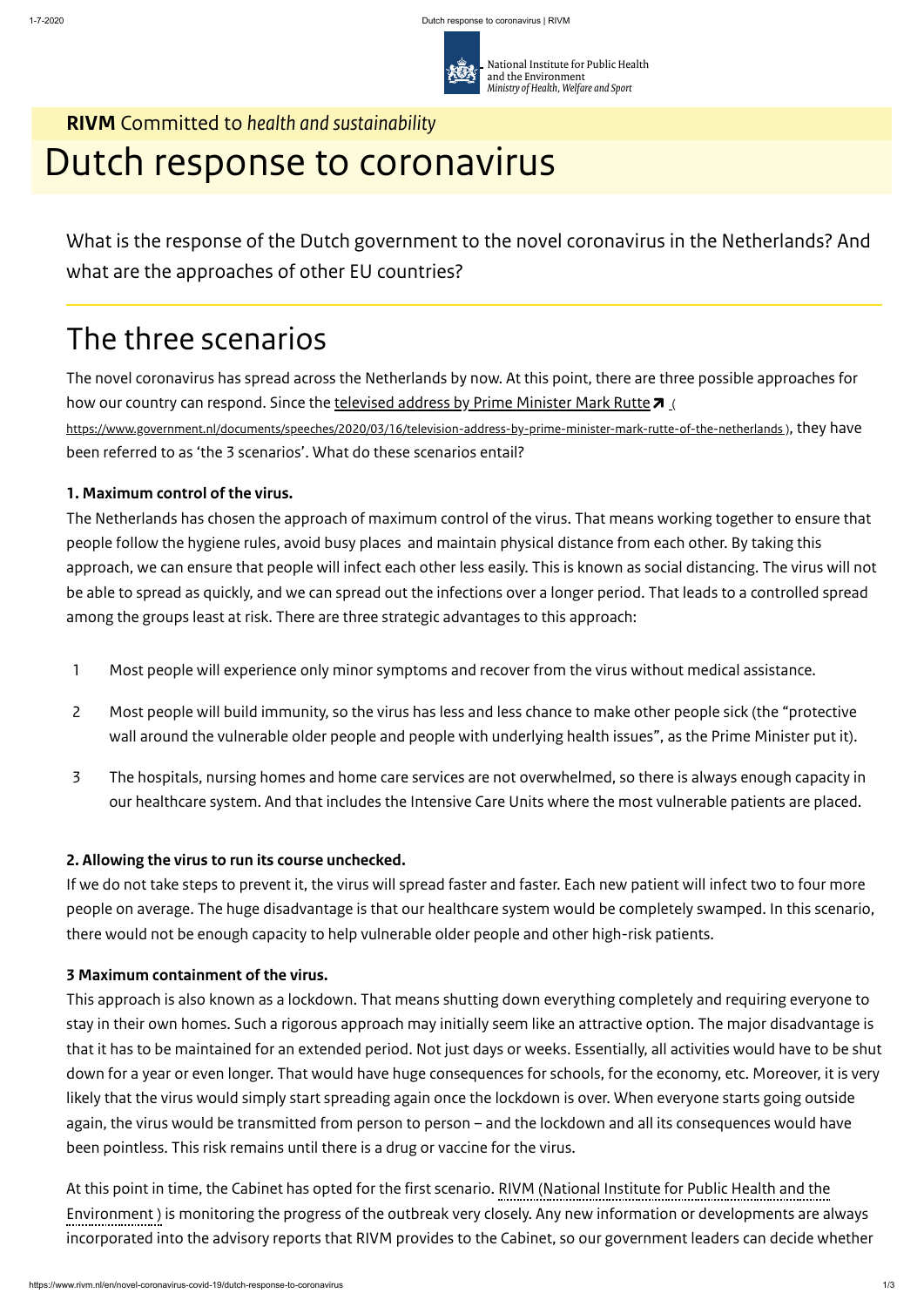National Institute for Public Health and the Environment
*Ministry of Health, Welfare and Sport*

**RIVM** Committed to *health and sustainability*

# Dutch response to coronavirus

What is the response of the Dutch government to the novel coronavirus in the Netherlands? And what are the approaches of other EU countries?

## The three scenarios

The novel coronavirus has spread across the Netherlands by now. At this point, there are three possible approaches for how our country can respond. Since the televised address by Prime Minister Mark Rutte ( https://www.government.nl/documents/speeches/2020/03/16/television-address-by-prime-minister-mark-rutte-of-the-netherlands ), they have been referred to as 'the 3 scenarios'. What do these scenarios entail?

**1. Maximum control of the virus.**

The Netherlands has chosen the approach of maximum control of the virus. That means working together to ensure that people follow the hygiene rules, avoid busy places and maintain physical distance from each other. By taking this approach, we can ensure that people will infect each other less easily. This is known as social distancing. The virus will not be able to spread as quickly, and we can spread out the infections over a longer period. That leads to a controlled spread among the groups least at risk. There are three strategic advantages to this approach:

1. Most people will experience only minor symptoms and recover from the virus without medical assistance.
2. Most people will build immunity, so the virus has less and less chance to make other people sick (the "protective wall around the vulnerable older people and people with underlying health issues", as the Prime Minister put it).
3. The hospitals, nursing homes and home care services are not overwhelmed, so there is always enough capacity in our healthcare system. And that includes the Intensive Care Units where the most vulnerable patients are placed.

**2. Allowing the virus to run its course unchecked.**

If we do not take steps to prevent it, the virus will spread faster and faster. Each new patient will infect two to four more people on average. The huge disadvantage is that our healthcare system would be completely swamped. In this scenario, there would not be enough capacity to help vulnerable older people and other high-risk patients.

**3 Maximum containment of the virus.**

This approach is also known as a lockdown. That means shutting down everything completely and requiring everyone to stay in their own homes. Such a rigorous approach may initially seem like an attractive option. The major disadvantage is that it has to be maintained for an extended period. Not just days or weeks. Essentially, all activities would have to be shut down for a year or even longer. That would have huge consequences for schools, for the economy, etc. Moreover, it is very likely that the virus would simply start spreading again once the lockdown is over. When everyone starts going outside again, the virus would be transmitted from person to person – and the lockdown and all its consequences would have been pointless. This risk remains until there is a drug or vaccine for the virus.

At this point in time, the Cabinet has opted for the first scenario. RIVM (National Institute for Public Health and the Environment ) is monitoring the progress of the outbreak very closely. Any new information or developments are always incorporated into the advisory reports that RIVM provides to the Cabinet, so our government leaders can decide whether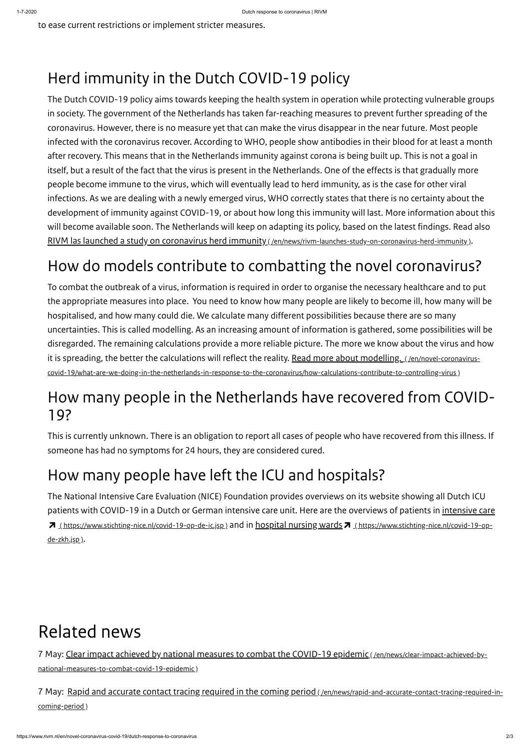to ease current restrictions or implement stricter measures.

## Herd immunity in the Dutch COVID-19 policy

The Dutch COVID-19 policy aims towards keeping the health system in operation while protecting vulnerable groups in society. The government of the Netherlands has taken far-reaching measures to prevent further spreading of the coronavirus. However, there is no measure yet that can make the virus disappear in the near future. Most people infected with the coronavirus recover. According to WHO, people show antibodies in their blood for at least a month after recovery. This means that in the Netherlands immunity against corona is being built up. This is not a goal in itself, but a result of the fact that the virus is present in the Netherlands. One of the effects is that gradually more people become immune to the virus, which will eventually lead to herd immunity, as is the case for other viral infections. As we are dealing with a newly emerged virus, WHO correctly states that there is no certainty about the development of immunity against COVID-19, or about how long this immunity will last. More information about this will become available soon. The Netherlands will keep on adapting its policy, based on the latest findings. Read also RIVM las launched a study on coronavirus herd immunity ( /en/news/rivm-launches-study-on-coronavirus-herd-immunity ).

## How do models contribute to combatting the novel coronavirus?

To combat the outbreak of a virus, information is required in order to organise the necessary healthcare and to put the appropriate measures into place. You need to know how many people are likely to become ill, how many will be hospitalised, and how many could die. We calculate many different possibilities because there are so many uncertainties. This is called modelling. As an increasing amount of information is gathered, some possibilities will be disregarded. The remaining calculations provide a more reliable picture. The more we know about the virus and how it is spreading, the better the calculations will reflect the reality. Read more about modelling. ( /en/novel-coronavirus-covid-19/what-are-we-doing-in-the-netherlands-in-response-to-the-coronavirus/how-calculations-contribute-to-controlling-virus )

## How many people in the Netherlands have recovered from COVID-19?

This is currently unknown. There is an obligation to report all cases of people who have recovered from this illness. If someone has had no symptoms for 24 hours, they are considered cured.

## How many people have left the ICU and hospitals?

The National Intensive Care Evaluation (NICE) Foundation provides overviews on its website showing all Dutch ICU patients with COVID-19 in a Dutch or German intensive care unit. Here are the overviews of patients in intensive care ( https://www.stichting-nice.nl/covid-19-op-de-ic.jsp ) and in hospital nursing wards ( https://www.stichting-nice.nl/covid-19-op-de-zkh.jsp ).

# Related news

7 May: Clear impact achieved by national measures to combat the COVID-19 epidemic ( /en/news/clear-impact-achieved-by-national-measures-to-combat-covid-19-epidemic )

7 May: Rapid and accurate contact tracing required in the coming period ( /en/news/rapid-and-accurate-contact-tracing-required-in-coming-period )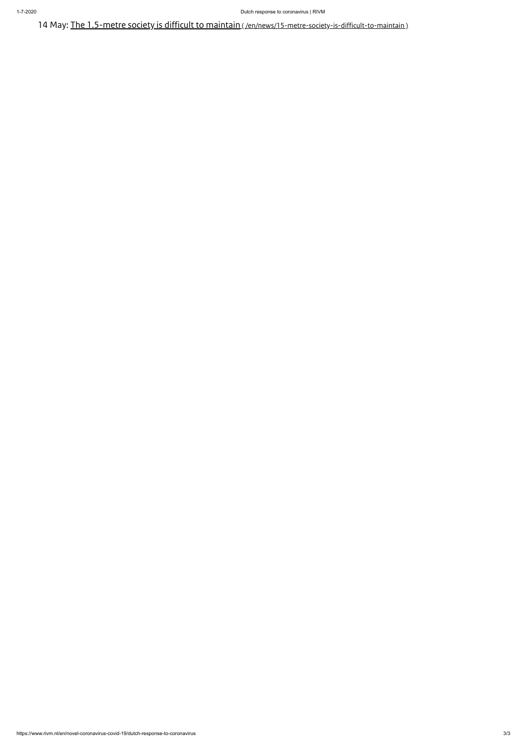14 May: [The 1.5-metre society is difficult to maintain](/en/news/15-metre-society-is-difficult-to-maintain) ( /en/news/15-metre-society-is-difficult-to-maintain )